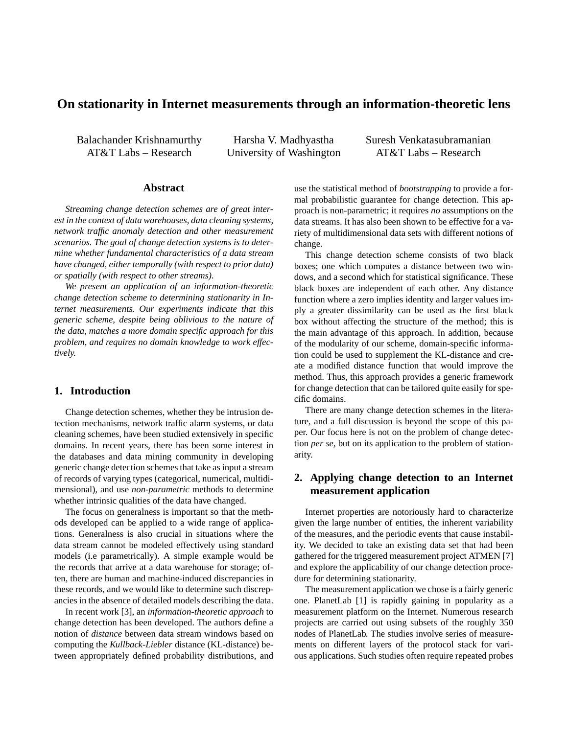# On stationarity in Internet measurements through an information-theoretic lens

Balachander Krishnamurthy
AT&T Labs – Research

Harsha V. Madhyastha
University of Washington

Suresh Venkatasubramanian
AT&T Labs – Research

## Abstract

*Streaming change detection schemes are of great interest in the context of data warehouses, data cleaning systems, network traffic anomaly detection and other measurement scenarios. The goal of change detection systems is to determine whether fundamental characteristics of a data stream have changed, either temporally (with respect to prior data) or spatially (with respect to other streams).*

*We present an application of an information-theoretic change detection scheme to determining stationarity in Internet measurements. Our experiments indicate that this generic scheme, despite being oblivious to the nature of the data, matches a more domain specific approach for this problem, and requires no domain knowledge to work effectively.*

## 1. Introduction

Change detection schemes, whether they be intrusion detection mechanisms, network traffic alarm systems, or data cleaning schemes, have been studied extensively in specific domains. In recent years, there has been some interest in the databases and data mining community in developing generic change detection schemes that take as input a stream of records of varying types (categorical, numerical, multidimensional), and use *non-parametric* methods to determine whether intrinsic qualities of the data have changed.

The focus on generalness is important so that the methods developed can be applied to a wide range of applications. Generalness is also crucial in situations where the data stream cannot be modeled effectively using standard models (i.e parametrically). A simple example would be the records that arrive at a data warehouse for storage; often, there are human and machine-induced discrepancies in these records, and we would like to determine such discrepancies in the absence of detailed models describing the data.

In recent work [3], an *information-theoretic approach* to change detection has been developed. The authors define a notion of *distance* between data stream windows based on computing the *Kullback-Liebler* distance (KL-distance) between appropriately defined probability distributions, and use the statistical method of *bootstrapping* to provide a formal probabilistic guarantee for change detection. This approach is non-parametric; it requires *no* assumptions on the data streams. It has also been shown to be effective for a variety of multidimensional data sets with different notions of change.

This change detection scheme consists of two black boxes; one which computes a distance between two windows, and a second which for statistical significance. These black boxes are independent of each other. Any distance function where a zero implies identity and larger values imply a greater dissimilarity can be used as the first black box without affecting the structure of the method; this is the main advantage of this approach. In addition, because of the modularity of our scheme, domain-specific information could be used to supplement the KL-distance and create a modified distance function that would improve the method. Thus, this approach provides a generic framework for change detection that can be tailored quite easily for specific domains.

There are many change detection schemes in the literature, and a full discussion is beyond the scope of this paper. Our focus here is not on the problem of change detection *per se*, but on its application to the problem of stationarity.

## 2. Applying change detection to an Internet measurement application

Internet properties are notoriously hard to characterize given the large number of entities, the inherent variability of the measures, and the periodic events that cause instability. We decided to take an existing data set that had been gathered for the triggered measurement project ATMEN [7] and explore the applicability of our change detection procedure for determining stationarity.

The measurement application we chose is a fairly generic one. PlanetLab [1] is rapidly gaining in popularity as a measurement platform on the Internet. Numerous research projects are carried out using subsets of the roughly 350 nodes of PlanetLab. The studies involve series of measurements on different layers of the protocol stack for various applications. Such studies often require repeated probes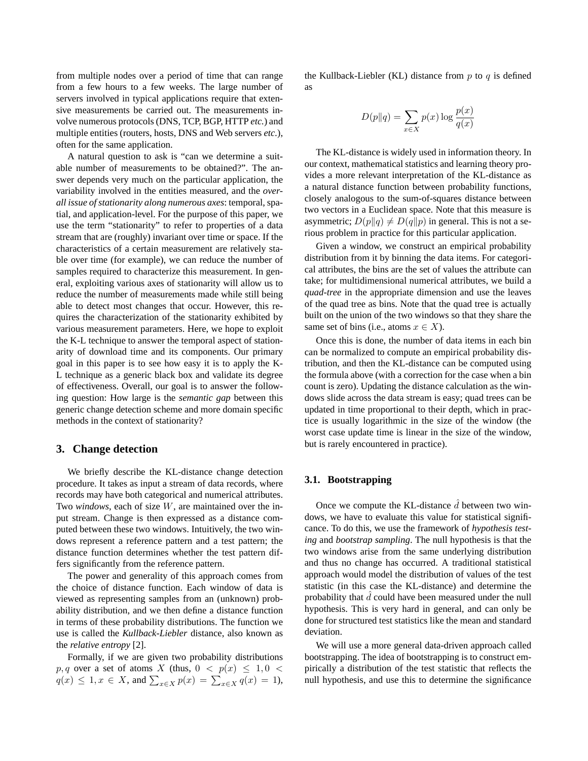from multiple nodes over a period of time that can range from a few hours to a few weeks. The large number of servers involved in typical applications require that extensive measurements be carried out. The measurements involve numerous protocols (DNS, TCP, BGP, HTTP *etc.*) and multiple entities (routers, hosts, DNS and Web servers *etc.*), often for the same application.

A natural question to ask is "can we determine a suitable number of measurements to be obtained?". The answer depends very much on the particular application, the variability involved in the entities measured, and the *overall issue of stationarity along numerous axes*: temporal, spatial, and application-level. For the purpose of this paper, we use the term "stationarity" to refer to properties of a data stream that are (roughly) invariant over time or space. If the characteristics of a certain measurement are relatively stable over time (for example), we can reduce the number of samples required to characterize this measurement. In general, exploiting various axes of stationarity will allow us to reduce the number of measurements made while still being able to detect most changes that occur. However, this requires the characterization of the stationarity exhibited by various measurement parameters. Here, we hope to exploit the K-L technique to answer the temporal aspect of stationarity of download time and its components. Our primary goal in this paper is to see how easy it is to apply the K-L technique as a generic black box and validate its degree of effectiveness. Overall, our goal is to answer the following question: How large is the *semantic gap* between this generic change detection scheme and more domain specific methods in the context of stationarity?

## 3. Change detection

We briefly describe the KL-distance change detection procedure. It takes as input a stream of data records, where records may have both categorical and numerical attributes. Two *windows*, each of size $W$, are maintained over the input stream. Change is then expressed as a distance computed between these two windows. Intuitively, the two windows represent a reference pattern and a test pattern; the distance function determines whether the test pattern differs significantly from the reference pattern.

The power and generality of this approach comes from the choice of distance function. Each window of data is viewed as representing samples from an (unknown) probability distribution, and we then define a distance function in terms of these probability distributions. The function we use is called the *Kullback-Liebler* distance, also known as the *relative entropy* [2].

Formally, if we are given two probability distributions $p, q$ over a set of atoms $X$ (thus, $0 < p(x) \leq 1, 0 < q(x) \leq 1, x \in X$, and $\sum_{x \in X} p(x) = \sum_{x \in X} q(x) = 1$), the Kullback-Liebler (KL) distance from $p$ to $q$ is defined as

$$D(p\|q) = \sum_{x \in X} p(x) \log \frac{p(x)}{q(x)}$$

The KL-distance is widely used in information theory. In our context, mathematical statistics and learning theory provides a more relevant interpretation of the KL-distance as a natural distance function between probability functions, closely analogous to the sum-of-squares distance between two vectors in a Euclidean space. Note that this measure is asymmetric; $D(p\|q) \neq D(q\|p)$ in general. This is not a serious problem in practice for this particular application.

Given a window, we construct an empirical probability distribution from it by binning the data items. For categorical attributes, the bins are the set of values the attribute can take; for multidimensional numerical attributes, we build a *quad-tree* in the appropriate dimension and use the leaves of the quad tree as bins. Note that the quad tree is actually built on the union of the two windows so that they share the same set of bins (i.e., atoms $x \in X$).

Once this is done, the number of data items in each bin can be normalized to compute an empirical probability distribution, and then the KL-distance can be computed using the formula above (with a correction for the case when a bin count is zero). Updating the distance calculation as the windows slide across the data stream is easy; quad trees can be updated in time proportional to their depth, which in practice is usually logarithmic in the size of the window (the worst case update time is linear in the size of the window, but is rarely encountered in practice).

### 3.1. Bootstrapping

Once we compute the KL-distance $\hat{d}$ between two windows, we have to evaluate this value for statistical significance. To do this, we use the framework of *hypothesis testing* and *bootstrap sampling*. The null hypothesis is that the two windows arise from the same underlying distribution and thus no change has occurred. A traditional statistical approach would model the distribution of values of the test statistic (in this case the KL-distance) and determine the probability that $\hat{d}$ could have been measured under the null hypothesis. This is very hard in general, and can only be done for structured test statistics like the mean and standard deviation.

We will use a more general data-driven approach called bootstrapping. The idea of bootstrapping is to construct empirically a distribution of the test statistic that reflects the null hypothesis, and use this to determine the significance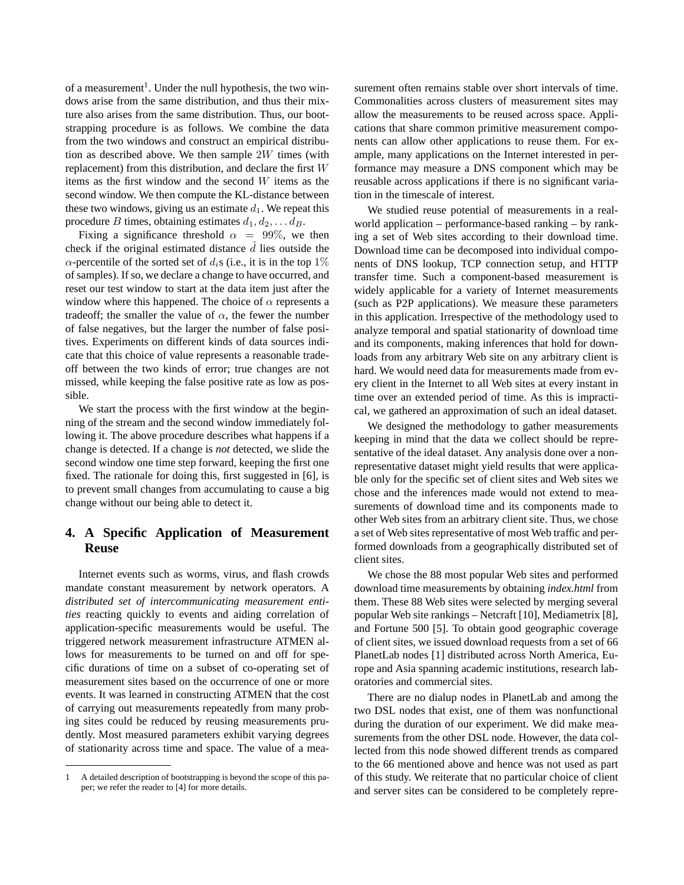of a measurement[1]. Under the null hypothesis, the two windows arise from the same distribution, and thus their mixture also arises from the same distribution. Thus, our bootstrapping procedure is as follows. We combine the data from the two windows and construct an empirical distribution as described above. We then sample $2W$ times (with replacement) from this distribution, and declare the first $W$ items as the first window and the second $W$ items as the second window. We then compute the KL-distance between these two windows, giving us an estimate $d_1$. We repeat this procedure $B$ times, obtaining estimates $d_1, d_2, \ldots d_B$.

Fixing a significance threshold $\alpha = 99\%$, we then check if the original estimated distance $\hat{d}$ lies outside the $\alpha$-percentile of the sorted set of $d_i$s (i.e., it is in the top $1\%$ of samples). If so, we declare a change to have occurred, and reset our test window to start at the data item just after the window where this happened. The choice of $\alpha$ represents a tradeoff; the smaller the value of $\alpha$, the fewer the number of false negatives, but the larger the number of false positives. Experiments on different kinds of data sources indicate that this choice of value represents a reasonable tradeoff between the two kinds of error; true changes are not missed, while keeping the false positive rate as low as possible.

We start the process with the first window at the beginning of the stream and the second window immediately following it. The above procedure describes what happens if a change is detected. If a change is *not* detected, we slide the second window one time step forward, keeping the first one fixed. The rationale for doing this, first suggested in [6], is to prevent small changes from accumulating to cause a big change without our being able to detect it.

## 4. A Specific Application of Measurement Reuse

Internet events such as worms, virus, and flash crowds mandate constant measurement by network operators. A *distributed set of intercommunicating measurement entities* reacting quickly to events and aiding correlation of application-specific measurements would be useful. The triggered network measurement infrastructure ATMEN allows for measurements to be turned on and off for specific durations of time on a subset of co-operating set of measurement sites based on the occurrence of one or more events. It was learned in constructing ATMEN that the cost of carrying out measurements repeatedly from many probing sites could be reduced by reusing measurements prudently. Most measured parameters exhibit varying degrees of stationarity across time and space. The value of a measurement often remains stable over short intervals of time. Commonalities across clusters of measurement sites may allow the measurements to be reused across space. Applications that share common primitive measurement components can allow other applications to reuse them. For example, many applications on the Internet interested in performance may measure a DNS component which may be reusable across applications if there is no significant variation in the timescale of interest.

We studied reuse potential of measurements in a real-world application – performance-based ranking – by ranking a set of Web sites according to their download time. Download time can be decomposed into individual components of DNS lookup, TCP connection setup, and HTTP transfer time. Such a component-based measurement is widely applicable for a variety of Internet measurements (such as P2P applications). We measure these parameters in this application. Irrespective of the methodology used to analyze temporal and spatial stationarity of download time and its components, making inferences that hold for downloads from any arbitrary Web site on any arbitrary client is hard. We would need data for measurements made from every client in the Internet to all Web sites at every instant in time over an extended period of time. As this is impractical, we gathered an approximation of such an ideal dataset.

We designed the methodology to gather measurements keeping in mind that the data we collect should be representative of the ideal dataset. Any analysis done over a non-representative dataset might yield results that were applicable only for the specific set of client sites and Web sites we chose and the inferences made would not extend to measurements of download time and its components made to other Web sites from an arbitrary client site. Thus, we chose a set of Web sites representative of most Web traffic and performed downloads from a geographically distributed set of client sites.

We chose the 88 most popular Web sites and performed download time measurements by obtaining *index.html* from them. These 88 Web sites were selected by merging several popular Web site rankings – Netcraft [10], Mediametrix [8], and Fortune 500 [5]. To obtain good geographic coverage of client sites, we issued download requests from a set of 66 PlanetLab nodes [1] distributed across North America, Europe and Asia spanning academic institutions, research laboratories and commercial sites.

There are no dialup nodes in PlanetLab and among the two DSL nodes that exist, one of them was nonfunctional during the duration of our experiment. We did make measurements from the other DSL node. However, the data collected from this node showed different trends as compared to the 66 mentioned above and hence was not used as part of this study. We reiterate that no particular choice of client and server sites can be considered to be completely repre-

[1] A detailed description of bootstrapping is beyond the scope of this paper; we refer the reader to [4] for more details.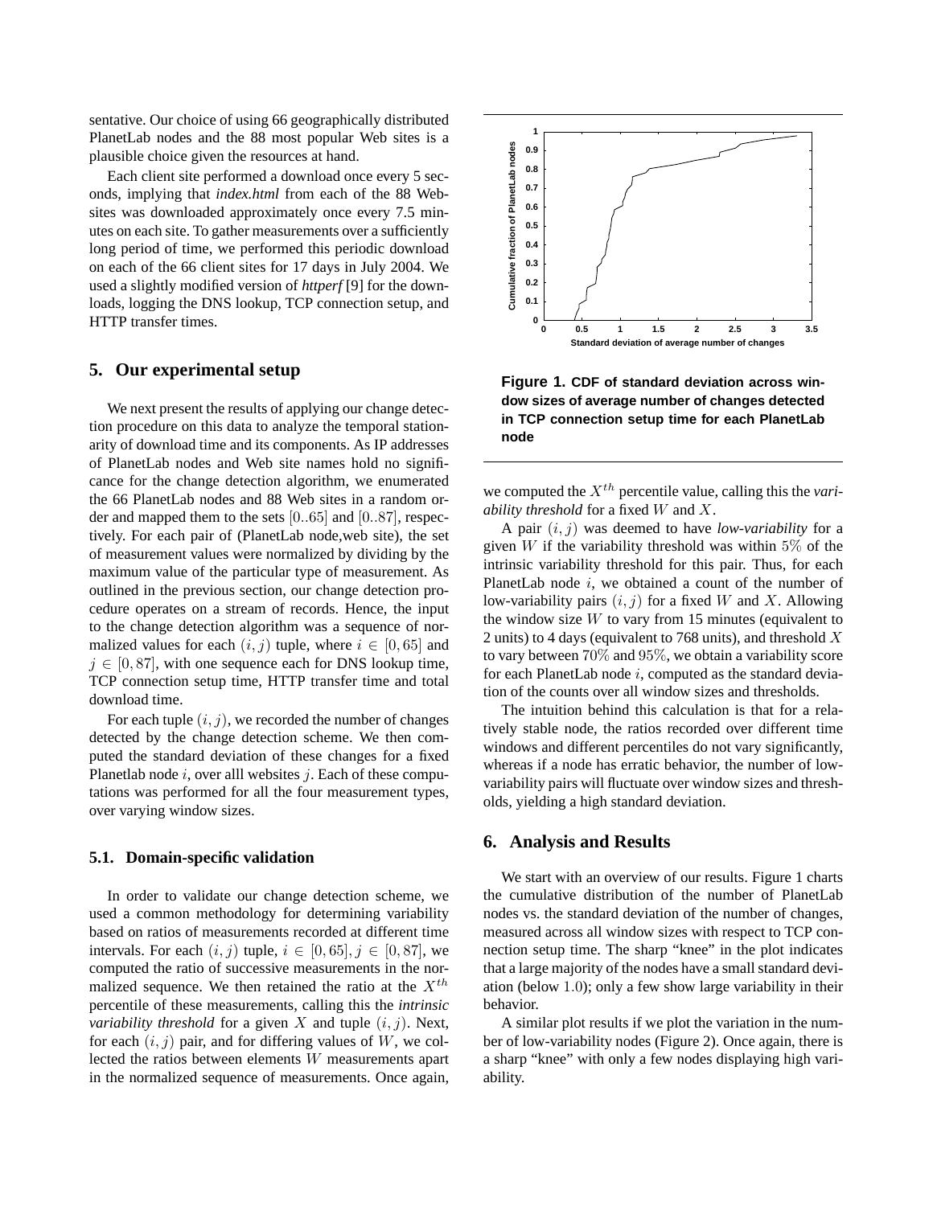sentative. Our choice of using 66 geographically distributed PlanetLab nodes and the 88 most popular Web sites is a plausible choice given the resources at hand.

Each client site performed a download once every 5 seconds, implying that *index.html* from each of the 88 Websites was downloaded approximately once every 7.5 minutes on each site. To gather measurements over a sufficiently long period of time, we performed this periodic download on each of the 66 client sites for 17 days in July 2004. We used a slightly modified version of *httperf* [9] for the downloads, logging the DNS lookup, TCP connection setup, and HTTP transfer times.

## 5. Our experimental setup

We next present the results of applying our change detection procedure on this data to analyze the temporal stationarity of download time and its components. As IP addresses of PlanetLab nodes and Web site names hold no significance for the change detection algorithm, we enumerated the 66 PlanetLab nodes and 88 Web sites in a random order and mapped them to the sets $[0..65]$ and $[0..87]$, respectively. For each pair of (PlanetLab node,web site), the set of measurement values were normalized by dividing by the maximum value of the particular type of measurement. As outlined in the previous section, our change detection procedure operates on a stream of records. Hence, the input to the change detection algorithm was a sequence of normalized values for each $(i, j)$ tuple, where $i \in [0, 65]$ and $j \in [0, 87]$, with one sequence each for DNS lookup time, TCP connection setup time, HTTP transfer time and total download time.

For each tuple $(i, j)$, we recorded the number of changes detected by the change detection scheme. We then computed the standard deviation of these changes for a fixed Planetlab node $i$, over alll websites $j$. Each of these computations was performed for all the four measurement types, over varying window sizes.

### 5.1. Domain-specific validation

In order to validate our change detection scheme, we used a common methodology for determining variability based on ratios of measurements recorded at different time intervals. For each $(i, j)$ tuple, $i \in [0, 65], j \in [0, 87]$, we computed the ratio of successive measurements in the normalized sequence. We then retained the ratio at the $X^{th}$ percentile of these measurements, calling this the *intrinsic variability threshold* for a given $X$ and tuple $(i, j)$. Next, for each $(i, j)$ pair, and for differing values of $W$, we collected the ratios between elements $W$ measurements apart in the normalized sequence of measurements. Once again, we computed the $X^{th}$ percentile value, calling this the *variability threshold* for a fixed $W$ and $X$.

**Figure 1. CDF of standard deviation across window sizes of average number of changes detected in TCP connection setup time for each PlanetLab node**

A pair $(i, j)$ was deemed to have *low-variability* for a given $W$ if the variability threshold was within $5\%$ of the intrinsic variability threshold for this pair. Thus, for each PlanetLab node $i$, we obtained a count of the number of low-variability pairs $(i, j)$ for a fixed $W$ and $X$. Allowing the window size $W$ to vary from 15 minutes (equivalent to 2 units) to 4 days (equivalent to 768 units), and threshold $X$ to vary between $70\%$ and $95\%$, we obtain a variability score for each PlanetLab node $i$, computed as the standard deviation of the counts over all window sizes and thresholds.

The intuition behind this calculation is that for a relatively stable node, the ratios recorded over different time windows and different percentiles do not vary significantly, whereas if a node has erratic behavior, the number of low-variability pairs will fluctuate over window sizes and thresholds, yielding a high standard deviation.

## 6. Analysis and Results

We start with an overview of our results. Figure 1 charts the cumulative distribution of the number of PlanetLab nodes vs. the standard deviation of the number of changes, measured across all window sizes with respect to TCP connection setup time. The sharp "knee" in the plot indicates that a large majority of the nodes have a small standard deviation (below $1.0$); only a few show large variability in their behavior.

A similar plot results if we plot the variation in the number of low-variability nodes (Figure 2). Once again, there is a sharp "knee" with only a few nodes displaying high variability.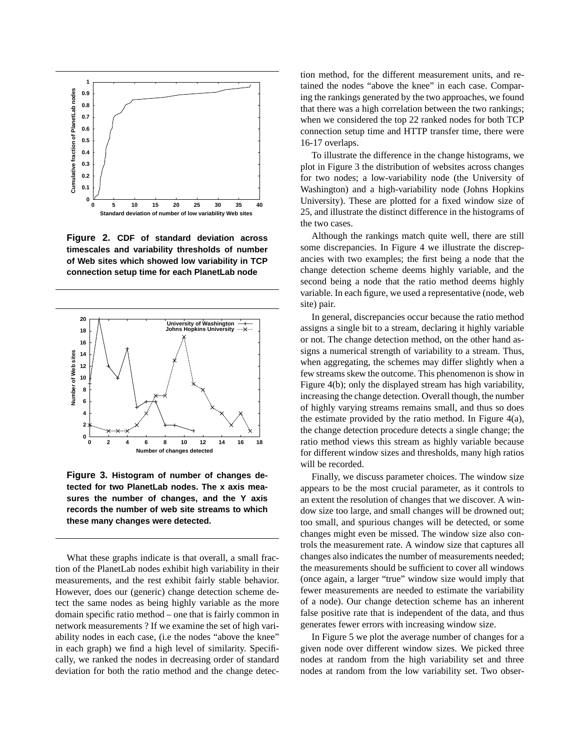**Figure 2. CDF of standard deviation across timescales and variability thresholds of number of Web sites which showed low variability in TCP connection setup time for each PlanetLab node**

**Figure 3. Histogram of number of changes detected for two PlanetLab nodes. The x axis measures the number of changes, and the Y axis records the number of web site streams to which these many changes were detected.**

What these graphs indicate is that overall, a small fraction of the PlanetLab nodes exhibit high variability in their measurements, and the rest exhibit fairly stable behavior. However, does our (generic) change detection scheme detect the same nodes as being highly variable as the more domain specific ratio method – one that is fairly common in network measurements ? If we examine the set of high variability nodes in each case, (i.e the nodes "above the knee" in each graph) we find a high level of similarity. Specifically, we ranked the nodes in decreasing order of standard deviation for both the ratio method and the change detection method, for the different measurement units, and retained the nodes "above the knee" in each case. Comparing the rankings generated by the two approaches, we found that there was a high correlation between the two rankings; when we considered the top 22 ranked nodes for both TCP connection setup time and HTTP transfer time, there were 16-17 overlaps.

To illustrate the difference in the change histograms, we plot in Figure 3 the distribution of websites across changes for two nodes; a low-variability node (the University of Washington) and a high-variability node (Johns Hopkins University). These are plotted for a fixed window size of 25, and illustrate the distinct difference in the histograms of the two cases.

Although the rankings match quite well, there are still some discrepancies. In Figure 4 we illustrate the discrepancies with two examples; the first being a node that the change detection scheme deems highly variable, and the second being a node that the ratio method deems highly variable. In each figure, we used a representative (node, web site) pair.

In general, discrepancies occur because the ratio method assigns a single bit to a stream, declaring it highly variable or not. The change detection method, on the other hand assigns a numerical strength of variability to a stream. Thus, when aggregating, the schemes may differ slightly when a few streams skew the outcome. This phenomenon is show in Figure 4(b); only the displayed stream has high variability, increasing the change detection. Overall though, the number of highly varying streams remains small, and thus so does the estimate provided by the ratio method. In Figure 4(a), the change detection procedure detects a single change; the ratio method views this stream as highly variable because for different window sizes and thresholds, many high ratios will be recorded.

Finally, we discuss parameter choices. The window size appears to be the most crucial parameter, as it controls to an extent the resolution of changes that we discover. A window size too large, and small changes will be drowned out; too small, and spurious changes will be detected, or some changes might even be missed. The window size also controls the measurement rate. A window size that captures all changes also indicates the number of measurements needed; the measurements should be sufficient to cover all windows (once again, a larger "true" window size would imply that fewer measurements are needed to estimate the variability of a node). Our change detection scheme has an inherent false positive rate that is independent of the data, and thus generates fewer errors with increasing window size.

In Figure 5 we plot the average number of changes for a given node over different window sizes. We picked three nodes at random from the high variability set and three nodes at random from the low variability set. Two obser-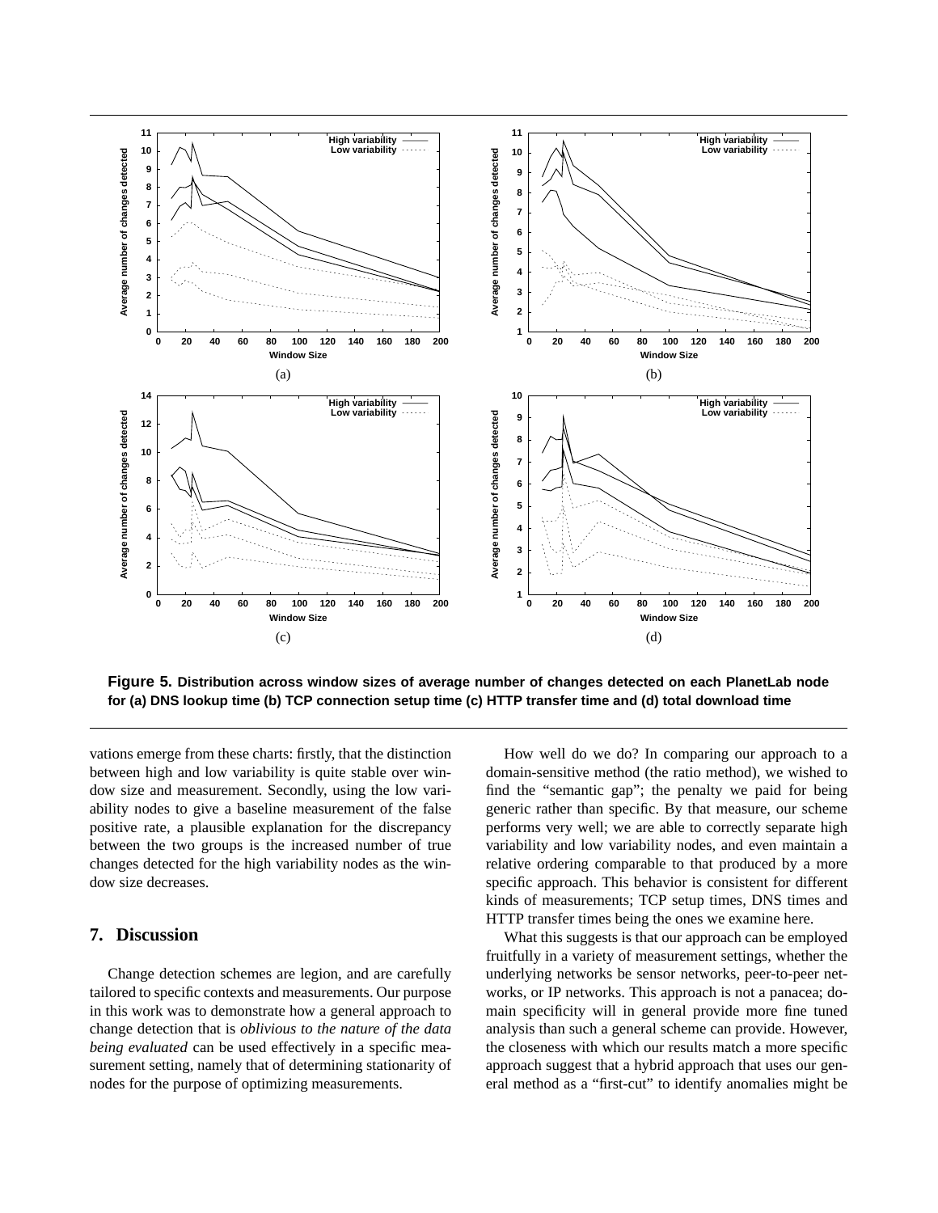**Figure 5. Distribution across window sizes of average number of changes detected on each PlanetLab node for (a) DNS lookup time (b) TCP connection setup time (c) HTTP transfer time and (d) total download time**

vations emerge from these charts: firstly, that the distinction between high and low variability is quite stable over window size and measurement. Secondly, using the low variability nodes to give a baseline measurement of the false positive rate, a plausible explanation for the discrepancy between the two groups is the increased number of true changes detected for the high variability nodes as the window size decreases.

## 7. Discussion

Change detection schemes are legion, and are carefully tailored to specific contexts and measurements. Our purpose in this work was to demonstrate how a general approach to change detection that is *oblivious to the nature of the data being evaluated* can be used effectively in a specific measurement setting, namely that of determining stationarity of nodes for the purpose of optimizing measurements.

How well do we do? In comparing our approach to a domain-sensitive method (the ratio method), we wished to find the "semantic gap"; the penalty we paid for being generic rather than specific. By that measure, our scheme performs very well; we are able to correctly separate high variability and low variability nodes, and even maintain a relative ordering comparable to that produced by a more specific approach. This behavior is consistent for different kinds of measurements; TCP setup times, DNS times and HTTP transfer times being the ones we examine here.

What this suggests is that our approach can be employed fruitfully in a variety of measurement settings, whether the underlying networks be sensor networks, peer-to-peer networks, or IP networks. This approach is not a panacea; domain specificity will in general provide more fine tuned analysis than such a general scheme can provide. However, the closeness with which our results match a more specific approach suggest that a hybrid approach that uses our general method as a "first-cut" to identify anomalies might be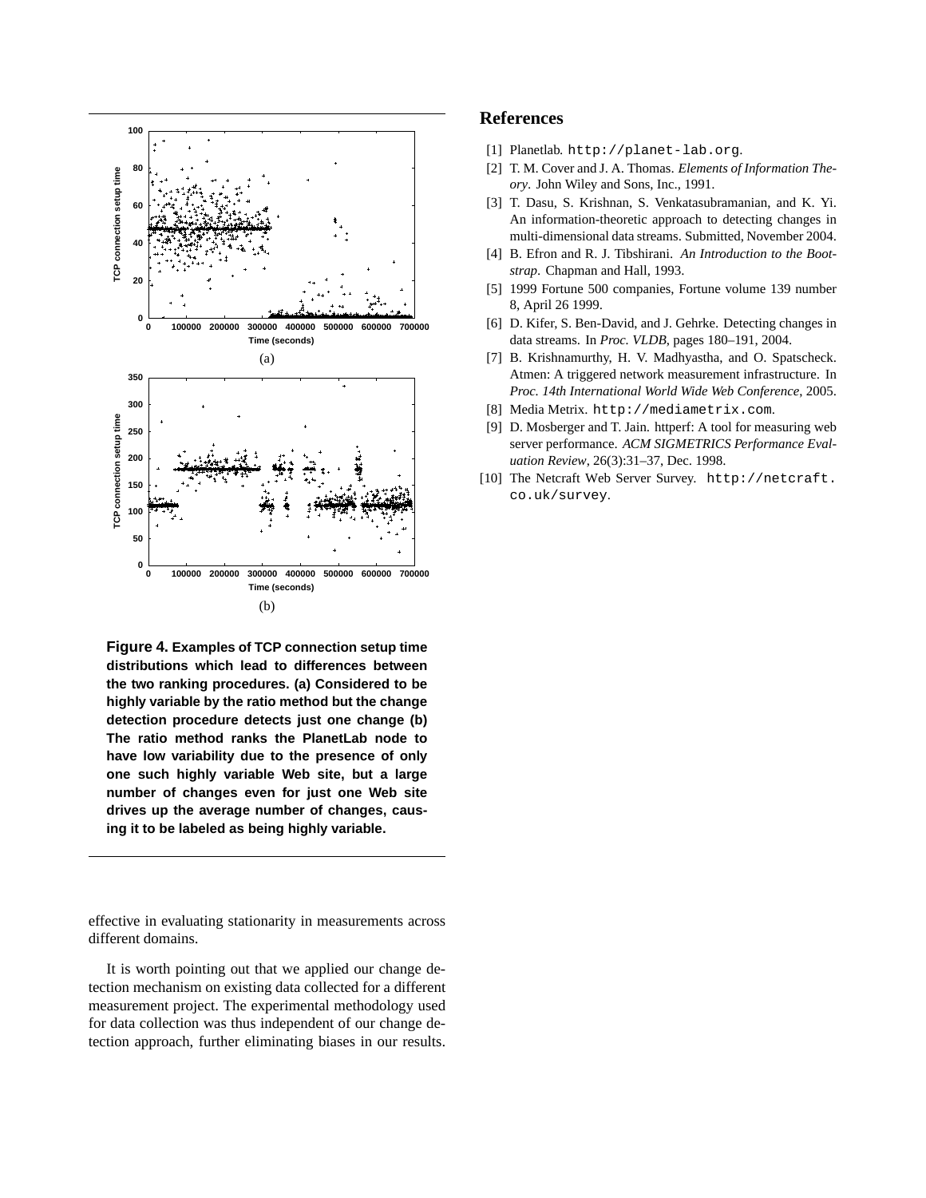100
80
60
40
20
0
TCP connection setup time
0 100000 200000 300000 400000 500000 600000 700000
Time (seconds)

(a)

350
300
250
200
150
100
50
0
TCP connection setup time
0 100000 200000 300000 400000 500000 600000 700000
Time (seconds)

(b)

**Figure 4. Examples of TCP connection setup time distributions which lead to differences between the two ranking procedures. (a) Considered to be highly variable by the ratio method but the change detection procedure detects just one change (b) The ratio method ranks the PlanetLab node to have low variability due to the presence of only one such highly variable Web site, but a large number of changes even for just one Web site drives up the average number of changes, causing it to be labeled as being highly variable.**

effective in evaluating stationarity in measurements across different domains.

It is worth pointing out that we applied our change detection mechanism on existing data collected for a different measurement project. The experimental methodology used for data collection was thus independent of our change detection approach, further eliminating biases in our results.

## References

[1] Planetlab. `http://planet-lab.org`.

[2] T. M. Cover and J. A. Thomas. *Elements of Information Theory*. John Wiley and Sons, Inc., 1991.

[3] T. Dasu, S. Krishnan, S. Venkatasubramanian, and K. Yi. An information-theoretic approach to detecting changes in multi-dimensional data streams. Submitted, November 2004.

[4] B. Efron and R. J. Tibshirani. *An Introduction to the Bootstrap*. Chapman and Hall, 1993.

[5] 1999 Fortune 500 companies, Fortune volume 139 number 8, April 26 1999.

[6] D. Kifer, S. Ben-David, and J. Gehrke. Detecting changes in data streams. In *Proc. VLDB*, pages 180–191, 2004.

[7] B. Krishnamurthy, H. V. Madhyastha, and O. Spatscheck. Atmen: A triggered network measurement infrastructure. In *Proc. 14th International World Wide Web Conference*, 2005.

[8] Media Metrix. `http://mediametrix.com`.

[9] D. Mosberger and T. Jain. httperf: A tool for measuring web server performance. *ACM SIGMETRICS Performance Evaluation Review*, 26(3):31–37, Dec. 1998.

[10] The Netcraft Web Server Survey. `http://netcraft.co.uk/survey`.